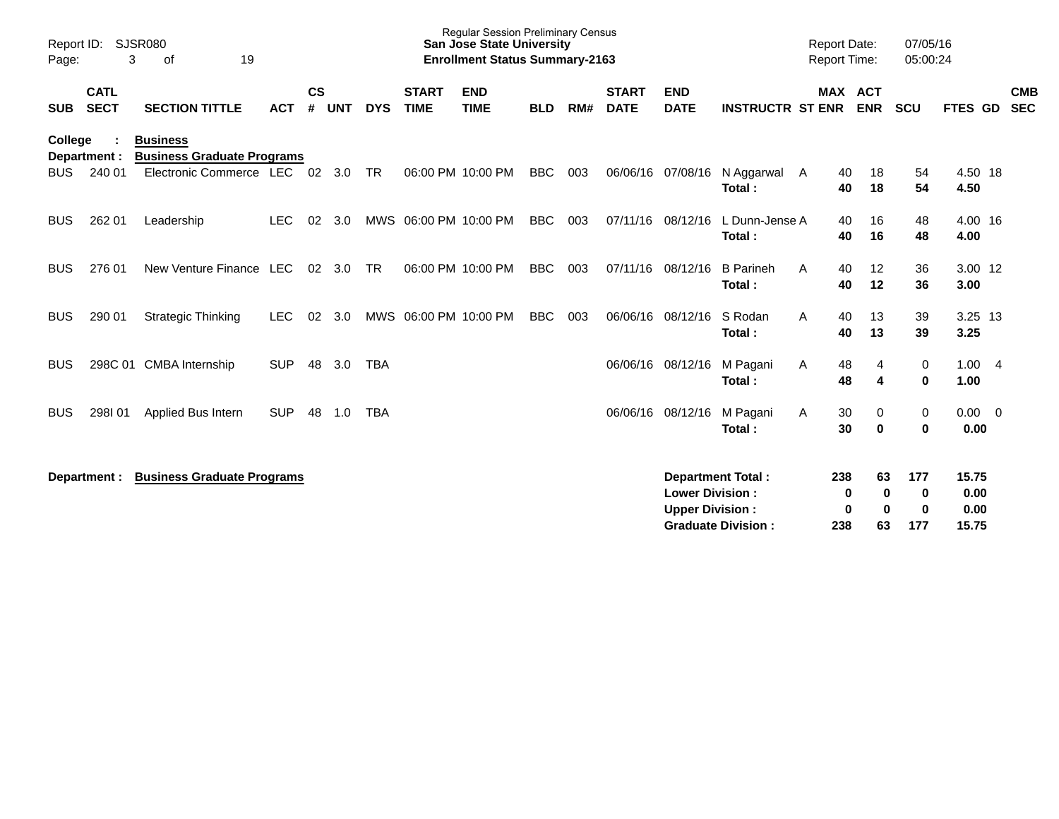Regular Session Preliminary Census
**San Jose State University**
**Enrollment Status Summary-2163**

Report ID: SJSR080
Report Date: 07/05/16
Report Time: 05:00:24

| SUB | CATL SECT | SECTION TITTLE | ACT | CS # | UNT | DYS | START TIME | END TIME | BLD | RM# | START DATE | END DATE | INSTRUCTR | ST | MAX ENR | ACT ENR | SCU | FTES | GD | CMB SEC |
|---|---|---|---|---|---|---|---|---|---|---|---|---|---|---|---|---|---|---|---|---|
| **College :** | | **Business** | | | | | | | | | | | | | | | | | | |
| **Department :** | | **Business Graduate Programs** | | | | | | | | | | | | | | | | | | |
| BUS | 240 01 | Electronic Commerce | LEC | 02 | 3.0 | TR | 06:00 PM | 10:00 PM | BBC | 003 | 06/06/16 | 07/08/16 | N Aggarwal | A | 40 | 18 | 54 | 4.50 | 18 | |
| | | | | | | | | | | | | | **Total :** | | **40** | **18** | **54** | **4.50** | | |
| BUS | 262 01 | Leadership | LEC | 02 | 3.0 | MWS | 06:00 PM | 10:00 PM | BBC | 003 | 07/11/16 | 08/12/16 | L Dunn-Jense | A | 40 | 16 | 48 | 4.00 | 16 | |
| | | | | | | | | | | | | | **Total :** | | **40** | **16** | **48** | **4.00** | | |
| BUS | 276 01 | New Venture Finance | LEC | 02 | 3.0 | TR | 06:00 PM | 10:00 PM | BBC | 003 | 07/11/16 | 08/12/16 | B Parineh | A | 40 | 12 | 36 | 3.00 | 12 | |
| | | | | | | | | | | | | | **Total :** | | **40** | **12** | **36** | **3.00** | | |
| BUS | 290 01 | Strategic Thinking | LEC | 02 | 3.0 | MWS | 06:00 PM | 10:00 PM | BBC | 003 | 06/06/16 | 08/12/16 | S Rodan | A | 40 | 13 | 39 | 3.25 | 13 | |
| | | | | | | | | | | | | | **Total :** | | **40** | **13** | **39** | **3.25** | | |
| BUS | 298C 01 | CMBA Internship | SUP | 48 | 3.0 | TBA | | | | | 06/06/16 | 08/12/16 | M Pagani | A | 48 | 4 | 0 | 1.00 | 4 | |
| | | | | | | | | | | | | | **Total :** | | **48** | **4** | **0** | **1.00** | | |
| BUS | 298I 01 | Applied Bus Intern | SUP | 48 | 1.0 | TBA | | | | | 06/06/16 | 08/12/16 | M Pagani | A | 30 | 0 | 0 | 0.00 | 0 | |
| | | | | | | | | | | | | | **Total :** | | **30** | **0** | **0** | **0.00** | | |

**Department : Business Graduate Programs**

| | MAX ENR | ACT ENR | SCU | FTES |
|---|---|---|---|---|
| **Department Total :** | **238** | **63** | **177** | **15.75** |
| **Lower Division :** | **0** | **0** | **0** | **0.00** |
| **Upper Division :** | **0** | **0** | **0** | **0.00** |
| **Graduate Division :** | **238** | **63** | **177** | **15.75** |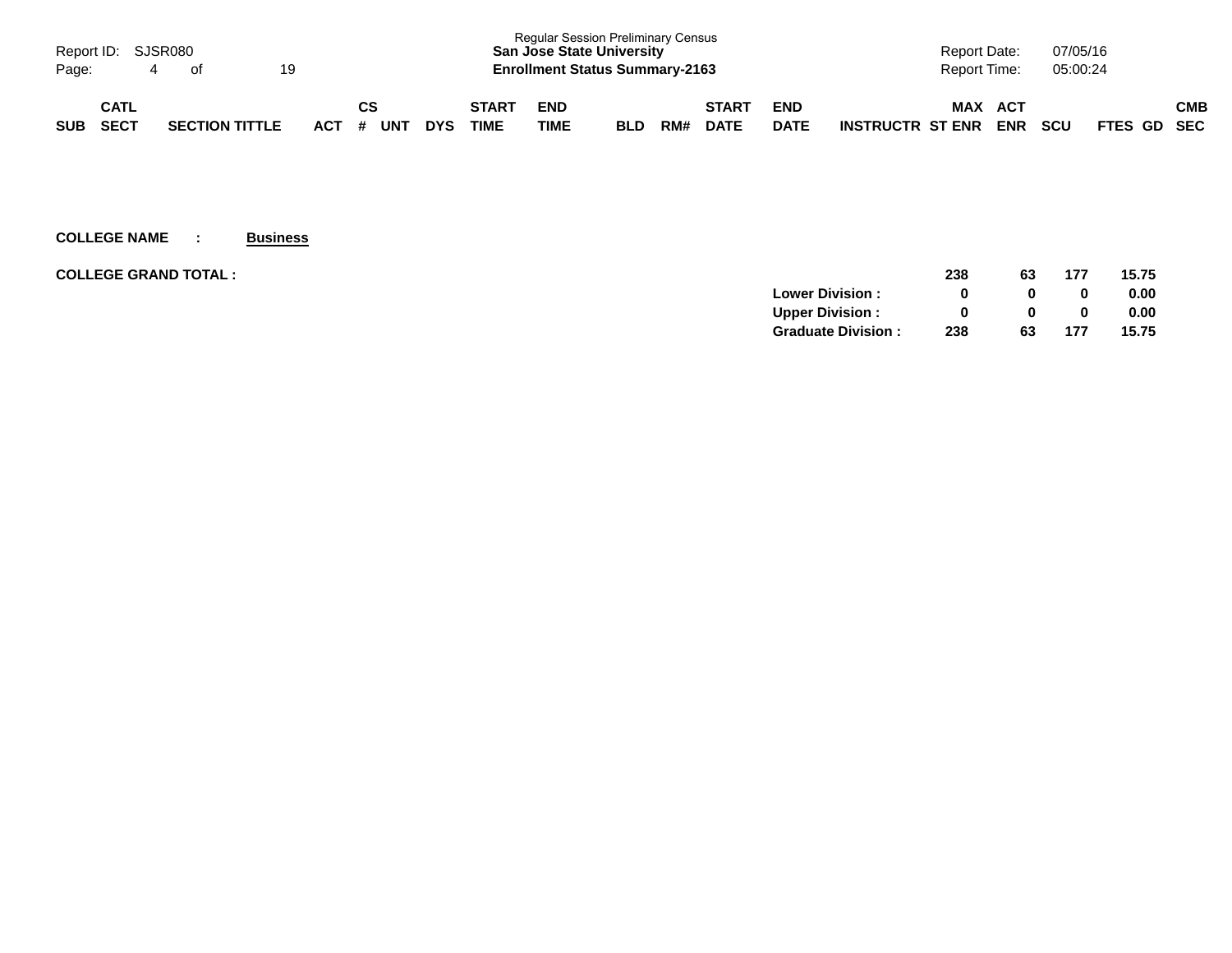Regular Session Preliminary Census
**San Jose State University**
**Enrollment Status Summary-2163**

Report ID: SJSR080
Report Date: 07/05/16
Report Time: 05:00:24

| SUB | CATL SECT | SECTION TITTLE | ACT | CS # | UNT | DYS | START TIME | END TIME | BLD | RM# | START DATE | END DATE | INSTRUCTR | MAX ST ENR | ACT ENR | SCU | FTES | GD | CMB SEC |
|---|---|---|---|---|---|---|---|---|---|---|---|---|---|---|---|---|---|---|---|

**COLLEGE NAME : Business**

| | | | | | |
|---|---|---|---|---|---|
| **COLLEGE GRAND TOTAL :** | | **238** | **63** | **177** | **15.75** |
| | **Lower Division :** | **0** | **0** | **0** | **0.00** |
| | **Upper Division :** | **0** | **0** | **0** | **0.00** |
| | **Graduate Division :** | **238** | **63** | **177** | **15.75** |